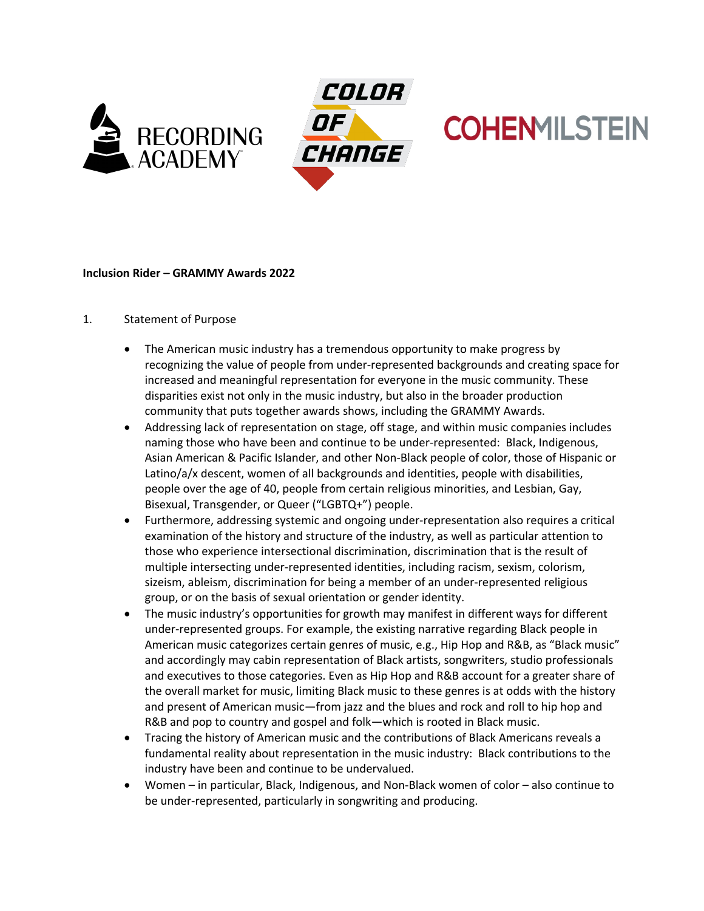**Inclusion Rider – GRAMMY Awards 2022**

1. Statement of Purpose

- The American music industry has a tremendous opportunity to make progress by recognizing the value of people from under-represented backgrounds and creating space for increased and meaningful representation for everyone in the music community. These disparities exist not only in the music industry, but also in the broader production community that puts together awards shows, including the GRAMMY Awards.
- Addressing lack of representation on stage, off stage, and within music companies includes naming those who have been and continue to be under-represented: Black, Indigenous, Asian American & Pacific Islander, and other Non-Black people of color, those of Hispanic or Latino/a/x descent, women of all backgrounds and identities, people with disabilities, people over the age of 40, people from certain religious minorities, and Lesbian, Gay, Bisexual, Transgender, or Queer ("LGBTQ+") people.
- Furthermore, addressing systemic and ongoing under-representation also requires a critical examination of the history and structure of the industry, as well as particular attention to those who experience intersectional discrimination, discrimination that is the result of multiple intersecting under-represented identities, including racism, sexism, colorism, sizeism, ableism, discrimination for being a member of an under-represented religious group, or on the basis of sexual orientation or gender identity.
- The music industry's opportunities for growth may manifest in different ways for different under-represented groups. For example, the existing narrative regarding Black people in American music categorizes certain genres of music, e.g., Hip Hop and R&B, as "Black music" and accordingly may cabin representation of Black artists, songwriters, studio professionals and executives to those categories. Even as Hip Hop and R&B account for a greater share of the overall market for music, limiting Black music to these genres is at odds with the history and present of American music—from jazz and the blues and rock and roll to hip hop and R&B and pop to country and gospel and folk—which is rooted in Black music.
- Tracing the history of American music and the contributions of Black Americans reveals a fundamental reality about representation in the music industry: Black contributions to the industry have been and continue to be undervalued.
- Women – in particular, Black, Indigenous, and Non-Black women of color – also continue to be under-represented, particularly in songwriting and producing.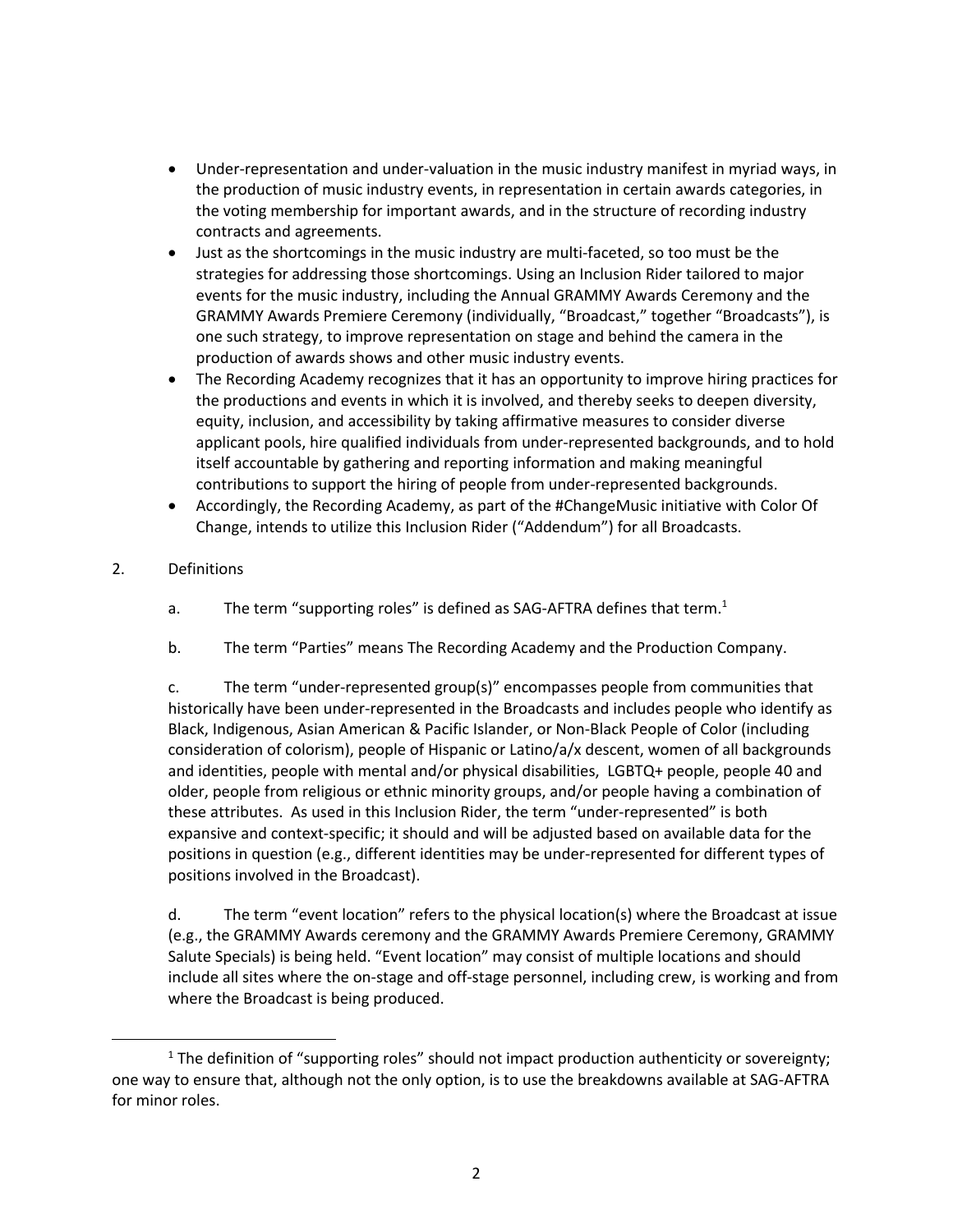- Under-representation and under-valuation in the music industry manifest in myriad ways, in the production of music industry events, in representation in certain awards categories, in the voting membership for important awards, and in the structure of recording industry contracts and agreements.
- Just as the shortcomings in the music industry are multi-faceted, so too must be the strategies for addressing those shortcomings. Using an Inclusion Rider tailored to major events for the music industry, including the Annual GRAMMY Awards Ceremony and the GRAMMY Awards Premiere Ceremony (individually, "Broadcast," together "Broadcasts"), is one such strategy, to improve representation on stage and behind the camera in the production of awards shows and other music industry events.
- The Recording Academy recognizes that it has an opportunity to improve hiring practices for the productions and events in which it is involved, and thereby seeks to deepen diversity, equity, inclusion, and accessibility by taking affirmative measures to consider diverse applicant pools, hire qualified individuals from under-represented backgrounds, and to hold itself accountable by gathering and reporting information and making meaningful contributions to support the hiring of people from under-represented backgrounds.
- Accordingly, the Recording Academy, as part of the #ChangeMusic initiative with Color Of Change, intends to utilize this Inclusion Rider ("Addendum") for all Broadcasts.

2. Definitions

a. The term "supporting roles" is defined as SAG-AFTRA defines that term.[1]

b. The term "Parties" means The Recording Academy and the Production Company.

c. The term "under-represented group(s)" encompasses people from communities that historically have been under-represented in the Broadcasts and includes people who identify as Black, Indigenous, Asian American & Pacific Islander, or Non-Black People of Color (including consideration of colorism), people of Hispanic or Latino/a/x descent, women of all backgrounds and identities, people with mental and/or physical disabilities, LGBTQ+ people, people 40 and older, people from religious or ethnic minority groups, and/or people having a combination of these attributes. As used in this Inclusion Rider, the term "under-represented" is both expansive and context-specific; it should and will be adjusted based on available data for the positions in question (e.g., different identities may be under-represented for different types of positions involved in the Broadcast).

d. The term "event location" refers to the physical location(s) where the Broadcast at issue (e.g., the GRAMMY Awards ceremony and the GRAMMY Awards Premiere Ceremony, GRAMMY Salute Specials) is being held. "Event location" may consist of multiple locations and should include all sites where the on-stage and off-stage personnel, including crew, is working and from where the Broadcast is being produced.

[1] The definition of "supporting roles" should not impact production authenticity or sovereignty; one way to ensure that, although not the only option, is to use the breakdowns available at SAG-AFTRA for minor roles.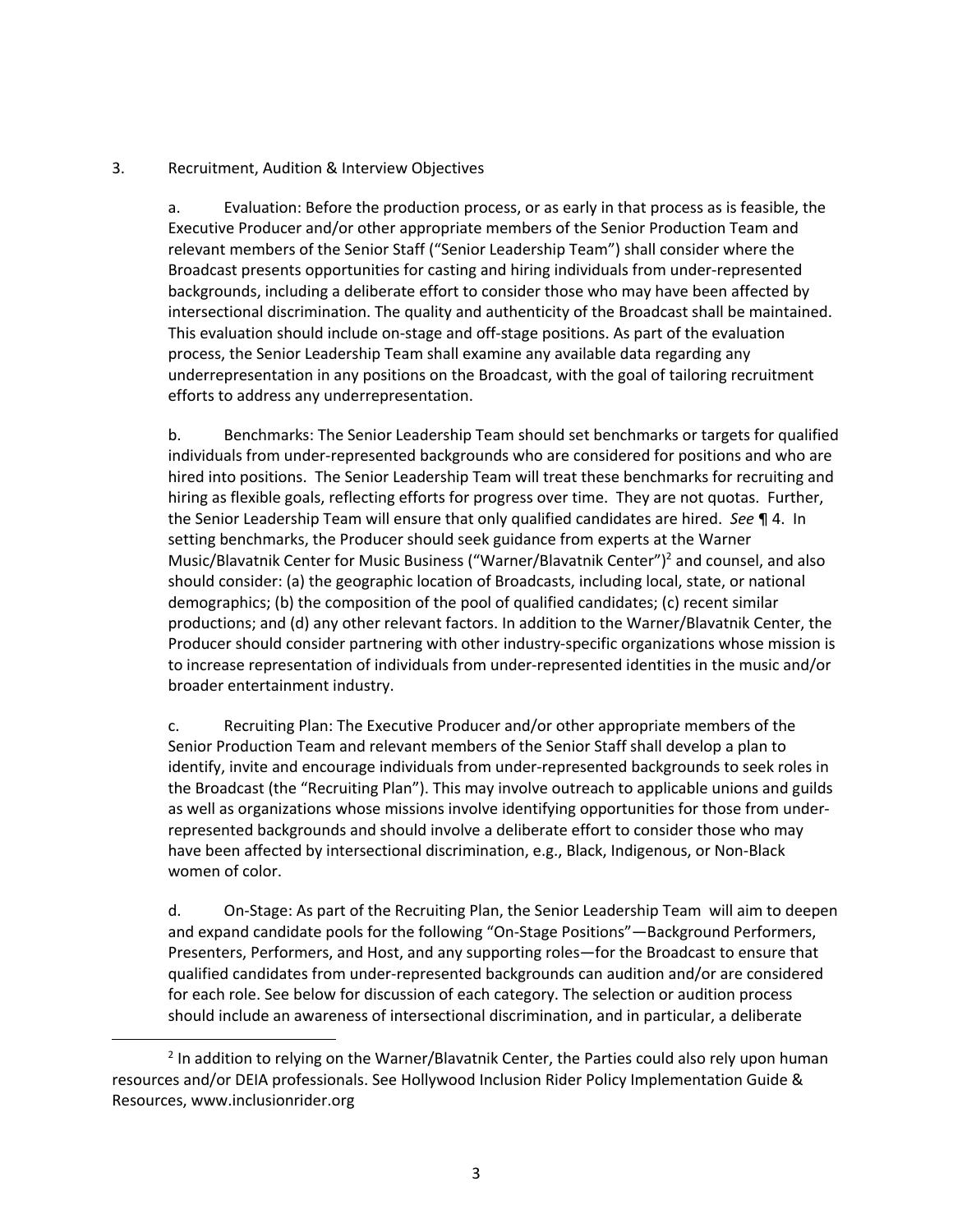3. Recruitment, Audition & Interview Objectives

a. Evaluation: Before the production process, or as early in that process as is feasible, the Executive Producer and/or other appropriate members of the Senior Production Team and relevant members of the Senior Staff ("Senior Leadership Team") shall consider where the Broadcast presents opportunities for casting and hiring individuals from under-represented backgrounds, including a deliberate effort to consider those who may have been affected by intersectional discrimination. The quality and authenticity of the Broadcast shall be maintained. This evaluation should include on-stage and off-stage positions. As part of the evaluation process, the Senior Leadership Team shall examine any available data regarding any underrepresentation in any positions on the Broadcast, with the goal of tailoring recruitment efforts to address any underrepresentation.

b. Benchmarks: The Senior Leadership Team should set benchmarks or targets for qualified individuals from under-represented backgrounds who are considered for positions and who are hired into positions. The Senior Leadership Team will treat these benchmarks for recruiting and hiring as flexible goals, reflecting efforts for progress over time. They are not quotas. Further, the Senior Leadership Team will ensure that only qualified candidates are hired. *See* ¶ 4. In setting benchmarks, the Producer should seek guidance from experts at the Warner Music/Blavatnik Center for Music Business ("Warner/Blavatnik Center")[2] and counsel, and also should consider: (a) the geographic location of Broadcasts, including local, state, or national demographics; (b) the composition of the pool of qualified candidates; (c) recent similar productions; and (d) any other relevant factors. In addition to the Warner/Blavatnik Center, the Producer should consider partnering with other industry-specific organizations whose mission is to increase representation of individuals from under-represented identities in the music and/or broader entertainment industry.

c. Recruiting Plan: The Executive Producer and/or other appropriate members of the Senior Production Team and relevant members of the Senior Staff shall develop a plan to identify, invite and encourage individuals from under-represented backgrounds to seek roles in the Broadcast (the "Recruiting Plan"). This may involve outreach to applicable unions and guilds as well as organizations whose missions involve identifying opportunities for those from under-represented backgrounds and should involve a deliberate effort to consider those who may have been affected by intersectional discrimination, e.g., Black, Indigenous, or Non-Black women of color.

d. On-Stage: As part of the Recruiting Plan, the Senior Leadership Team will aim to deepen and expand candidate pools for the following "On-Stage Positions"—Background Performers, Presenters, Performers, and Host, and any supporting roles—for the Broadcast to ensure that qualified candidates from under-represented backgrounds can audition and/or are considered for each role. See below for discussion of each category. The selection or audition process should include an awareness of intersectional discrimination, and in particular, a deliberate

[2] In addition to relying on the Warner/Blavatnik Center, the Parties could also rely upon human resources and/or DEIA professionals. See Hollywood Inclusion Rider Policy Implementation Guide & Resources, www.inclusionrider.org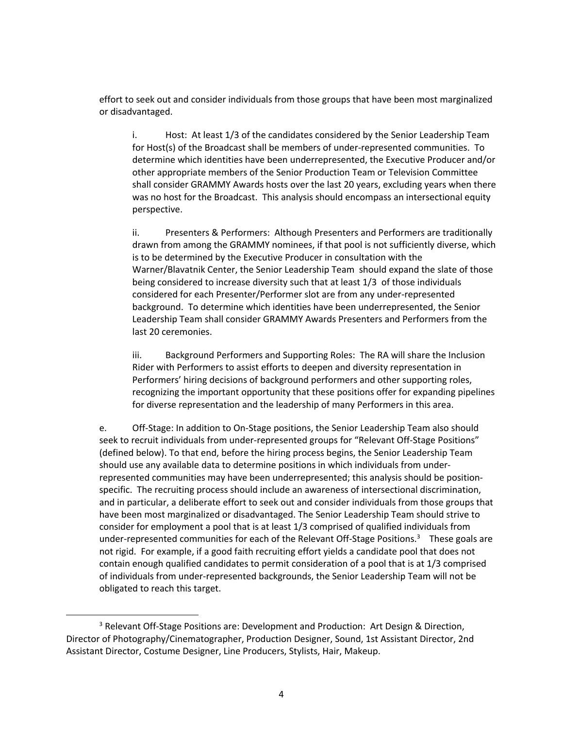effort to seek out and consider individuals from those groups that have been most marginalized or disadvantaged.

i. Host: At least 1/3 of the candidates considered by the Senior Leadership Team for Host(s) of the Broadcast shall be members of under-represented communities. To determine which identities have been underrepresented, the Executive Producer and/or other appropriate members of the Senior Production Team or Television Committee shall consider GRAMMY Awards hosts over the last 20 years, excluding years when there was no host for the Broadcast. This analysis should encompass an intersectional equity perspective.

ii. Presenters & Performers: Although Presenters and Performers are traditionally drawn from among the GRAMMY nominees, if that pool is not sufficiently diverse, which is to be determined by the Executive Producer in consultation with the Warner/Blavatnik Center, the Senior Leadership Team should expand the slate of those being considered to increase diversity such that at least 1/3 of those individuals considered for each Presenter/Performer slot are from any under-represented background. To determine which identities have been underrepresented, the Senior Leadership Team shall consider GRAMMY Awards Presenters and Performers from the last 20 ceremonies.

iii. Background Performers and Supporting Roles: The RA will share the Inclusion Rider with Performers to assist efforts to deepen and diversity representation in Performers' hiring decisions of background performers and other supporting roles, recognizing the important opportunity that these positions offer for expanding pipelines for diverse representation and the leadership of many Performers in this area.

e. Off-Stage: In addition to On-Stage positions, the Senior Leadership Team also should seek to recruit individuals from under-represented groups for "Relevant Off-Stage Positions" (defined below). To that end, before the hiring process begins, the Senior Leadership Team should use any available data to determine positions in which individuals from under-represented communities may have been underrepresented; this analysis should be position-specific. The recruiting process should include an awareness of intersectional discrimination, and in particular, a deliberate effort to seek out and consider individuals from those groups that have been most marginalized or disadvantaged. The Senior Leadership Team should strive to consider for employment a pool that is at least 1/3 comprised of qualified individuals from under-represented communities for each of the Relevant Off-Stage Positions.[3] These goals are not rigid. For example, if a good faith recruiting effort yields a candidate pool that does not contain enough qualified candidates to permit consideration of a pool that is at 1/3 comprised of individuals from under-represented backgrounds, the Senior Leadership Team will not be obligated to reach this target.

---

[3] Relevant Off-Stage Positions are: Development and Production: Art Design & Direction, Director of Photography/Cinematographer, Production Designer, Sound, 1st Assistant Director, 2nd Assistant Director, Costume Designer, Line Producers, Stylists, Hair, Makeup.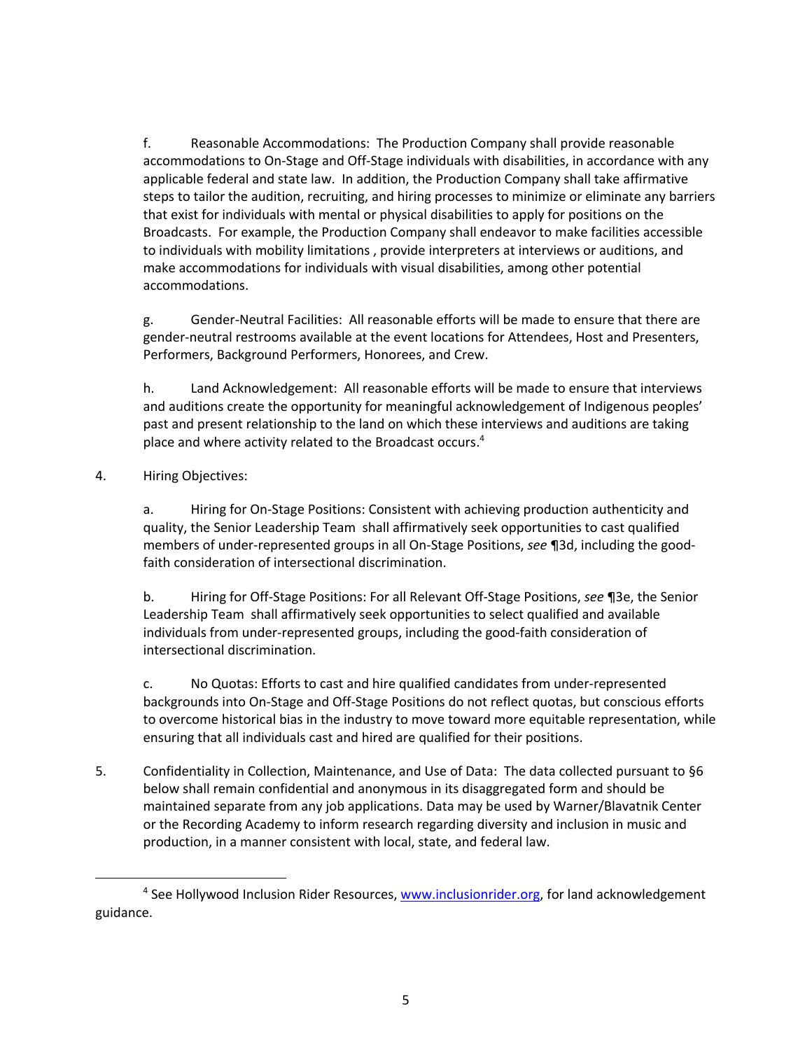f. Reasonable Accommodations: The Production Company shall provide reasonable accommodations to On-Stage and Off-Stage individuals with disabilities, in accordance with any applicable federal and state law. In addition, the Production Company shall take affirmative steps to tailor the audition, recruiting, and hiring processes to minimize or eliminate any barriers that exist for individuals with mental or physical disabilities to apply for positions on the Broadcasts. For example, the Production Company shall endeavor to make facilities accessible to individuals with mobility limitations , provide interpreters at interviews or auditions, and make accommodations for individuals with visual disabilities, among other potential accommodations.

g. Gender-Neutral Facilities: All reasonable efforts will be made to ensure that there are gender-neutral restrooms available at the event locations for Attendees, Host and Presenters, Performers, Background Performers, Honorees, and Crew.

h. Land Acknowledgement: All reasonable efforts will be made to ensure that interviews and auditions create the opportunity for meaningful acknowledgement of Indigenous peoples' past and present relationship to the land on which these interviews and auditions are taking place and where activity related to the Broadcast occurs.[4]

4. Hiring Objectives:

a. Hiring for On-Stage Positions: Consistent with achieving production authenticity and quality, the Senior Leadership Team shall affirmatively seek opportunities to cast qualified members of under-represented groups in all On-Stage Positions, *see* ¶3d, including the good-faith consideration of intersectional discrimination.

b. Hiring for Off-Stage Positions: For all Relevant Off-Stage Positions, *see* ¶3e, the Senior Leadership Team shall affirmatively seek opportunities to select qualified and available individuals from under-represented groups, including the good-faith consideration of intersectional discrimination.

c. No Quotas: Efforts to cast and hire qualified candidates from under-represented backgrounds into On-Stage and Off-Stage Positions do not reflect quotas, but conscious efforts to overcome historical bias in the industry to move toward more equitable representation, while ensuring that all individuals cast and hired are qualified for their positions.

5. Confidentiality in Collection, Maintenance, and Use of Data: The data collected pursuant to §6 below shall remain confidential and anonymous in its disaggregated form and should be maintained separate from any job applications. Data may be used by Warner/Blavatnik Center or the Recording Academy to inform research regarding diversity and inclusion in music and production, in a manner consistent with local, state, and federal law.

---

[4] See Hollywood Inclusion Rider Resources, [www.inclusionrider.org](http://www.inclusionrider.org), for land acknowledgement guidance.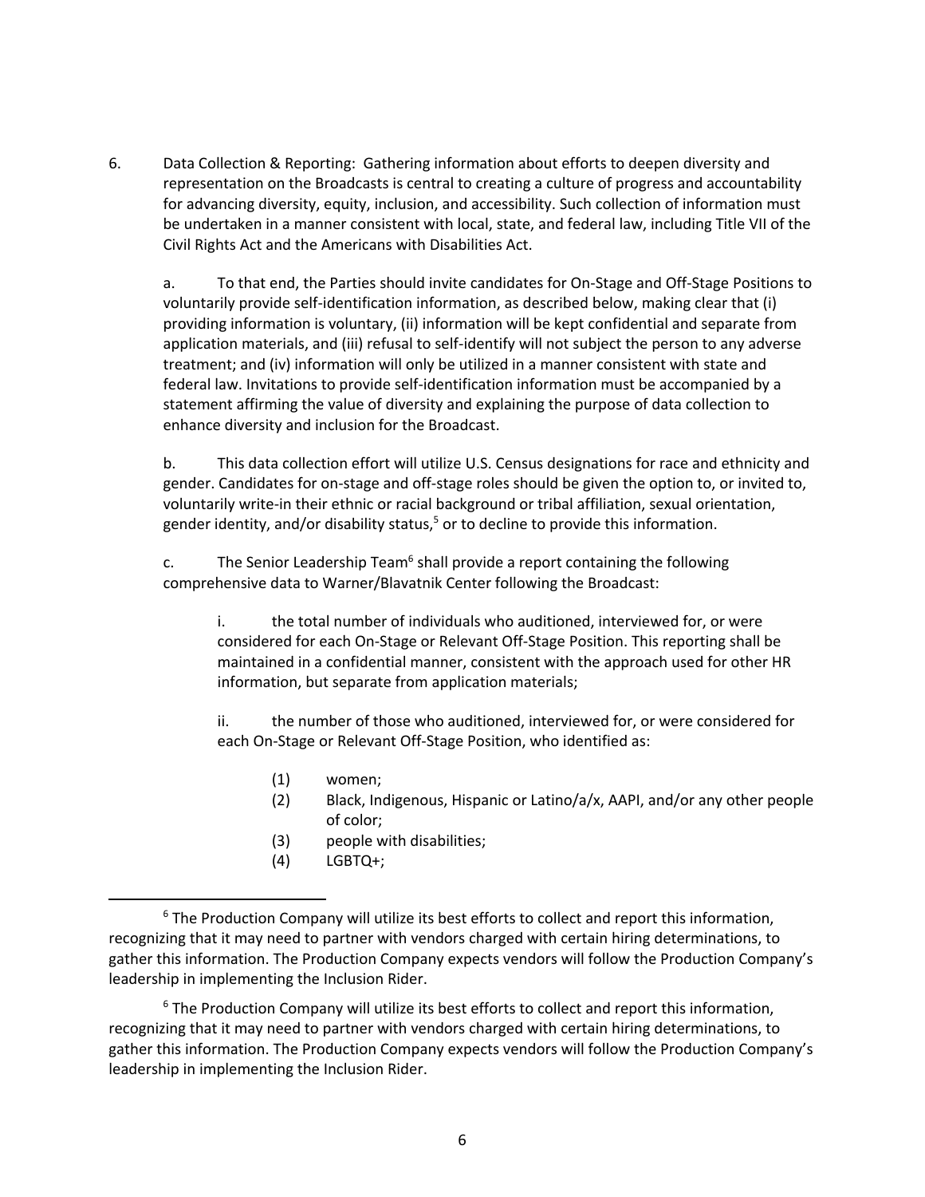6. Data Collection & Reporting: Gathering information about efforts to deepen diversity and representation on the Broadcasts is central to creating a culture of progress and accountability for advancing diversity, equity, inclusion, and accessibility. Such collection of information must be undertaken in a manner consistent with local, state, and federal law, including Title VII of the Civil Rights Act and the Americans with Disabilities Act.

   a. To that end, the Parties should invite candidates for On-Stage and Off-Stage Positions to voluntarily provide self-identification information, as described below, making clear that (i) providing information is voluntary, (ii) information will be kept confidential and separate from application materials, and (iii) refusal to self-identify will not subject the person to any adverse treatment; and (iv) information will only be utilized in a manner consistent with state and federal law. Invitations to provide self-identification information must be accompanied by a statement affirming the value of diversity and explaining the purpose of data collection to enhance diversity and inclusion for the Broadcast.

   b. This data collection effort will utilize U.S. Census designations for race and ethnicity and gender. Candidates for on-stage and off-stage roles should be given the option to, or invited to, voluntarily write-in their ethnic or racial background or tribal affiliation, sexual orientation, gender identity, and/or disability status,[5] or to decline to provide this information.

   c. The Senior Leadership Team[6] shall provide a report containing the following comprehensive data to Warner/Blavatnik Center following the Broadcast:

      i. the total number of individuals who auditioned, interviewed for, or were considered for each On-Stage or Relevant Off-Stage Position. This reporting shall be maintained in a confidential manner, consistent with the approach used for other HR information, but separate from application materials;

      ii. the number of those who auditioned, interviewed for, or were considered for each On-Stage or Relevant Off-Stage Position, who identified as:

         (1) women;
         (2) Black, Indigenous, Hispanic or Latino/a/x, AAPI, and/or any other people of color;
         (3) people with disabilities;
         (4) LGBTQ+;

[6] The Production Company will utilize its best efforts to collect and report this information, recognizing that it may need to partner with vendors charged with certain hiring determinations, to gather this information. The Production Company expects vendors will follow the Production Company's leadership in implementing the Inclusion Rider.

[6] The Production Company will utilize its best efforts to collect and report this information, recognizing that it may need to partner with vendors charged with certain hiring determinations, to gather this information. The Production Company expects vendors will follow the Production Company's leadership in implementing the Inclusion Rider.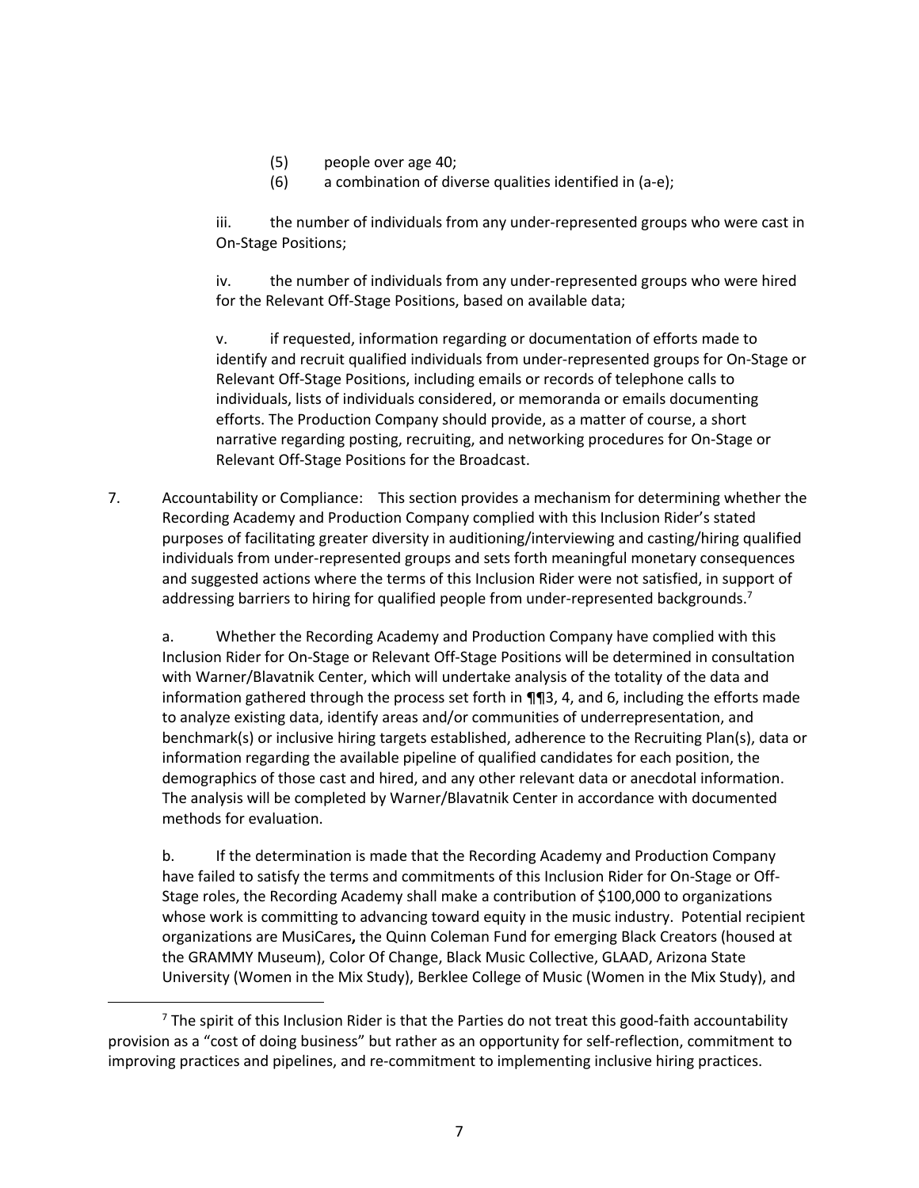(5) people over age 40;

(6) a combination of diverse qualities identified in (a-e);

iii. the number of individuals from any under-represented groups who were cast in On-Stage Positions;

iv. the number of individuals from any under-represented groups who were hired for the Relevant Off-Stage Positions, based on available data;

v. if requested, information regarding or documentation of efforts made to identify and recruit qualified individuals from under-represented groups for On-Stage or Relevant Off-Stage Positions, including emails or records of telephone calls to individuals, lists of individuals considered, or memoranda or emails documenting efforts. The Production Company should provide, as a matter of course, a short narrative regarding posting, recruiting, and networking procedures for On-Stage or Relevant Off-Stage Positions for the Broadcast.

7. Accountability or Compliance: This section provides a mechanism for determining whether the Recording Academy and Production Company complied with this Inclusion Rider's stated purposes of facilitating greater diversity in auditioning/interviewing and casting/hiring qualified individuals from under-represented groups and sets forth meaningful monetary consequences and suggested actions where the terms of this Inclusion Rider were not satisfied, in support of addressing barriers to hiring for qualified people from under-represented backgrounds.[7]

a. Whether the Recording Academy and Production Company have complied with this Inclusion Rider for On-Stage or Relevant Off-Stage Positions will be determined in consultation with Warner/Blavatnik Center, which will undertake analysis of the totality of the data and information gathered through the process set forth in ¶¶3, 4, and 6, including the efforts made to analyze existing data, identify areas and/or communities of underrepresentation, and benchmark(s) or inclusive hiring targets established, adherence to the Recruiting Plan(s), data or information regarding the available pipeline of qualified candidates for each position, the demographics of those cast and hired, and any other relevant data or anecdotal information. The analysis will be completed by Warner/Blavatnik Center in accordance with documented methods for evaluation.

b. If the determination is made that the Recording Academy and Production Company have failed to satisfy the terms and commitments of this Inclusion Rider for On-Stage or Off-Stage roles, the Recording Academy shall make a contribution of $100,000 to organizations whose work is committing to advancing toward equity in the music industry. Potential recipient organizations are MusiCares**,** the Quinn Coleman Fund for emerging Black Creators (housed at the GRAMMY Museum), Color Of Change, Black Music Collective, GLAAD, Arizona State University (Women in the Mix Study), Berklee College of Music (Women in the Mix Study), and

[7] The spirit of this Inclusion Rider is that the Parties do not treat this good-faith accountability provision as a "cost of doing business" but rather as an opportunity for self-reflection, commitment to improving practices and pipelines, and re-commitment to implementing inclusive hiring practices.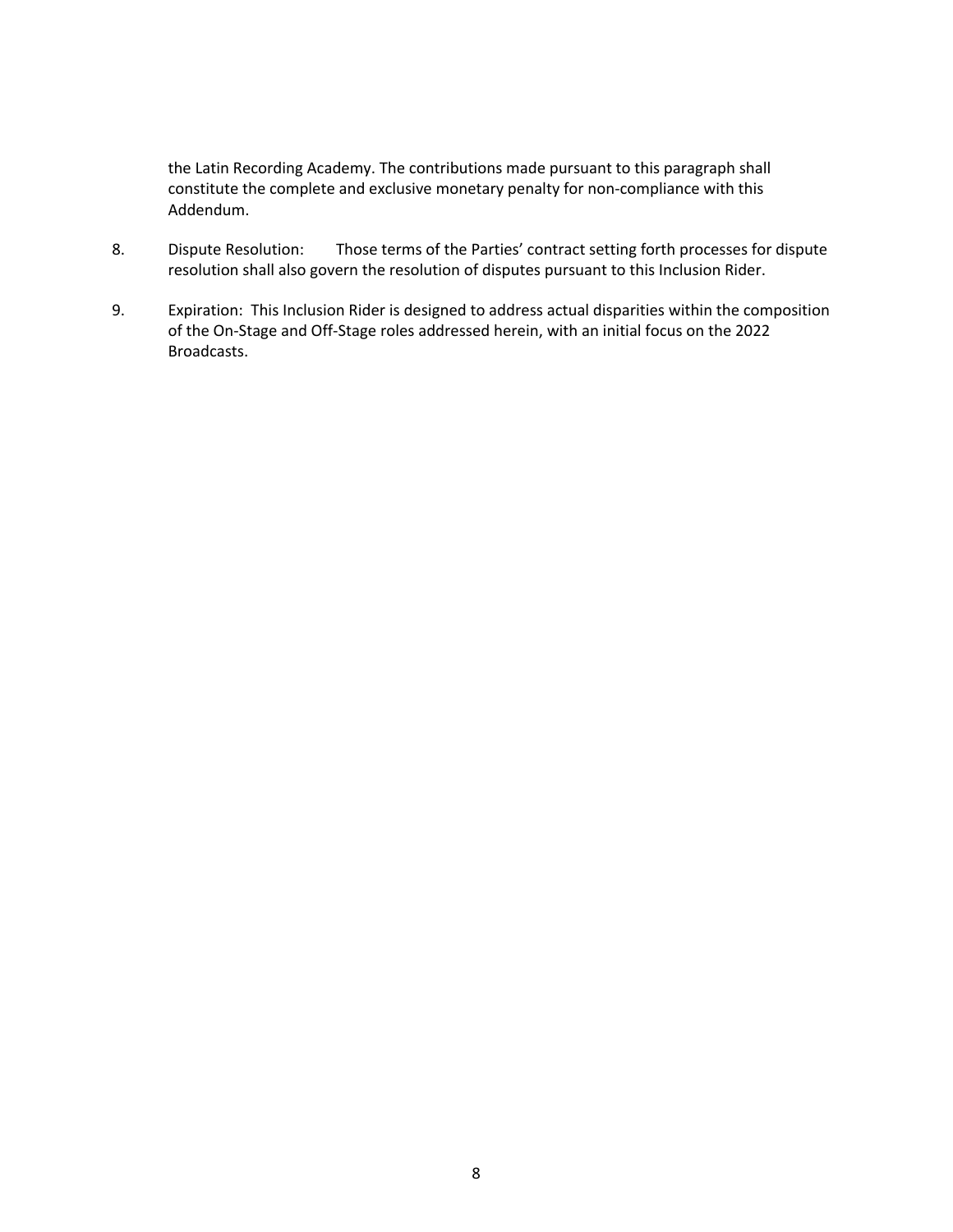the Latin Recording Academy. The contributions made pursuant to this paragraph shall constitute the complete and exclusive monetary penalty for non-compliance with this Addendum.

8. Dispute Resolution: Those terms of the Parties' contract setting forth processes for dispute resolution shall also govern the resolution of disputes pursuant to this Inclusion Rider.

9. Expiration: This Inclusion Rider is designed to address actual disparities within the composition of the On-Stage and Off-Stage roles addressed herein, with an initial focus on the 2022 Broadcasts.